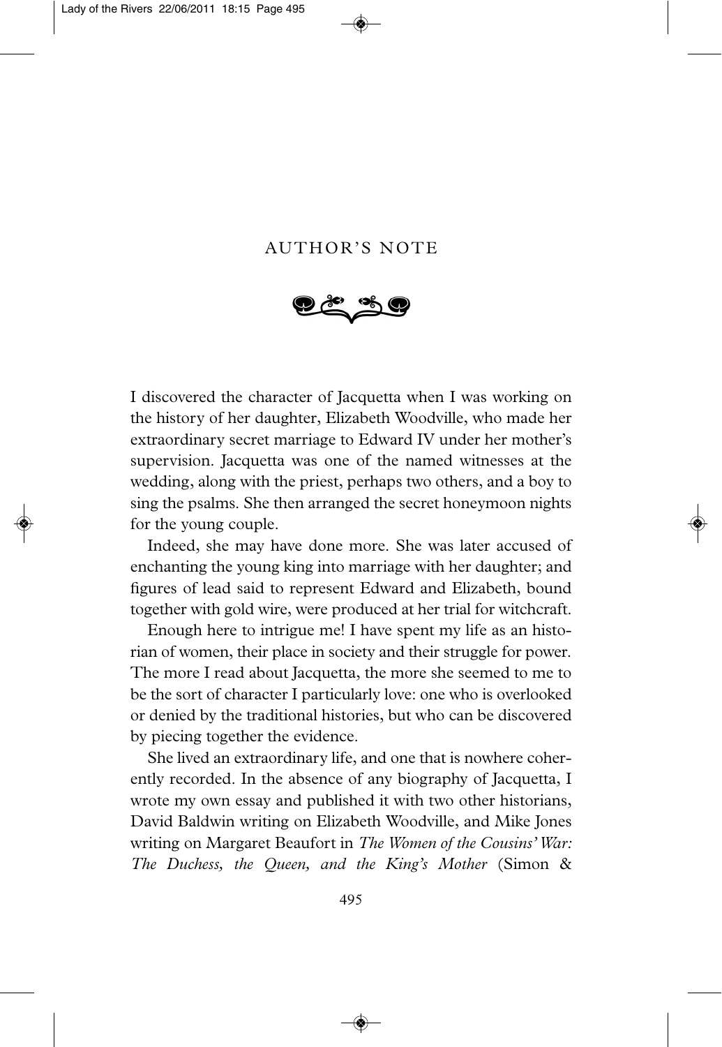# AUTHOR'S NOTE

I discovered the character of Jacquetta when I was working on the history of her daughter, Elizabeth Woodville, who made her extraordinary secret marriage to Edward IV under her mother's supervision. Jacquetta was one of the named witnesses at the wedding, along with the priest, perhaps two others, and a boy to sing the psalms. She then arranged the secret honeymoon nights for the young couple.

Indeed, she may have done more. She was later accused of enchanting the young king into marriage with her daughter; and figures of lead said to represent Edward and Elizabeth, bound together with gold wire, were produced at her trial for witchcraft.

Enough here to intrigue me! I have spent my life as an historian of women, their place in society and their struggle for power. The more I read about Jacquetta, the more she seemed to me to be the sort of character I particularly love: one who is overlooked or denied by the traditional histories, but who can be discovered by piecing together the evidence.

She lived an extraordinary life, and one that is nowhere coherently recorded. In the absence of any biography of Jacquetta, I wrote my own essay and published it with two other historians, David Baldwin writing on Elizabeth Woodville, and Mike Jones writing on Margaret Beaufort in *The Women of the Cousins' War: The Duchess, the Queen, and the King's Mother* (Simon &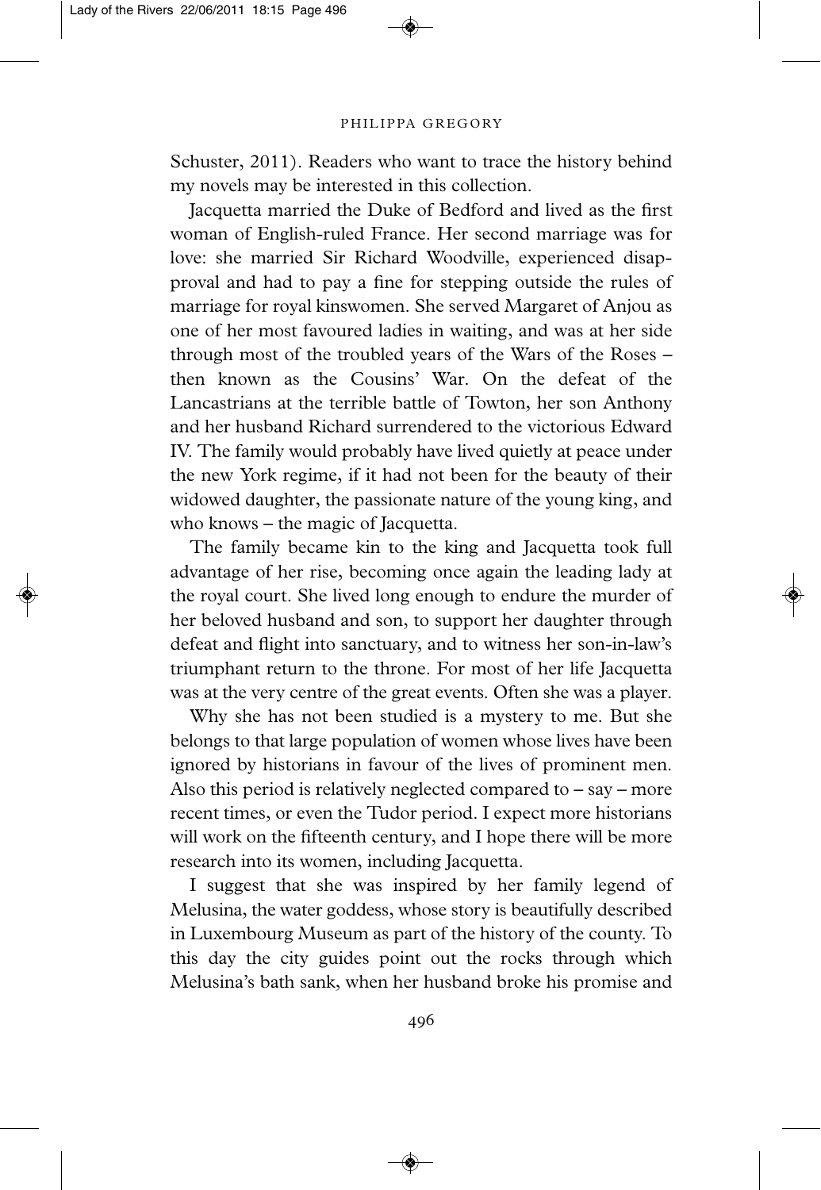Schuster, 2011). Readers who want to trace the history behind my novels may be interested in this collection.

Jacquetta married the Duke of Bedford and lived as the first woman of English-ruled France. Her second marriage was for love: she married Sir Richard Woodville, experienced disapproval and had to pay a fine for stepping outside the rules of marriage for royal kinswomen. She served Margaret of Anjou as one of her most favoured ladies in waiting, and was at her side through most of the troubled years of the Wars of the Roses – then known as the Cousins' War. On the defeat of the Lancastrians at the terrible battle of Towton, her son Anthony and her husband Richard surrendered to the victorious Edward IV. The family would probably have lived quietly at peace under the new York regime, if it had not been for the beauty of their widowed daughter, the passionate nature of the young king, and who knows – the magic of Jacquetta.

The family became kin to the king and Jacquetta took full advantage of her rise, becoming once again the leading lady at the royal court. She lived long enough to endure the murder of her beloved husband and son, to support her daughter through defeat and flight into sanctuary, and to witness her son-in-law's triumphant return to the throne. For most of her life Jacquetta was at the very centre of the great events. Often she was a player.

Why she has not been studied is a mystery to me. But she belongs to that large population of women whose lives have been ignored by historians in favour of the lives of prominent men. Also this period is relatively neglected compared to – say – more recent times, or even the Tudor period. I expect more historians will work on the fifteenth century, and I hope there will be more research into its women, including Jacquetta.

I suggest that she was inspired by her family legend of Melusina, the water goddess, whose story is beautifully described in Luxembourg Museum as part of the history of the county. To this day the city guides point out the rocks through which Melusina's bath sank, when her husband broke his promise and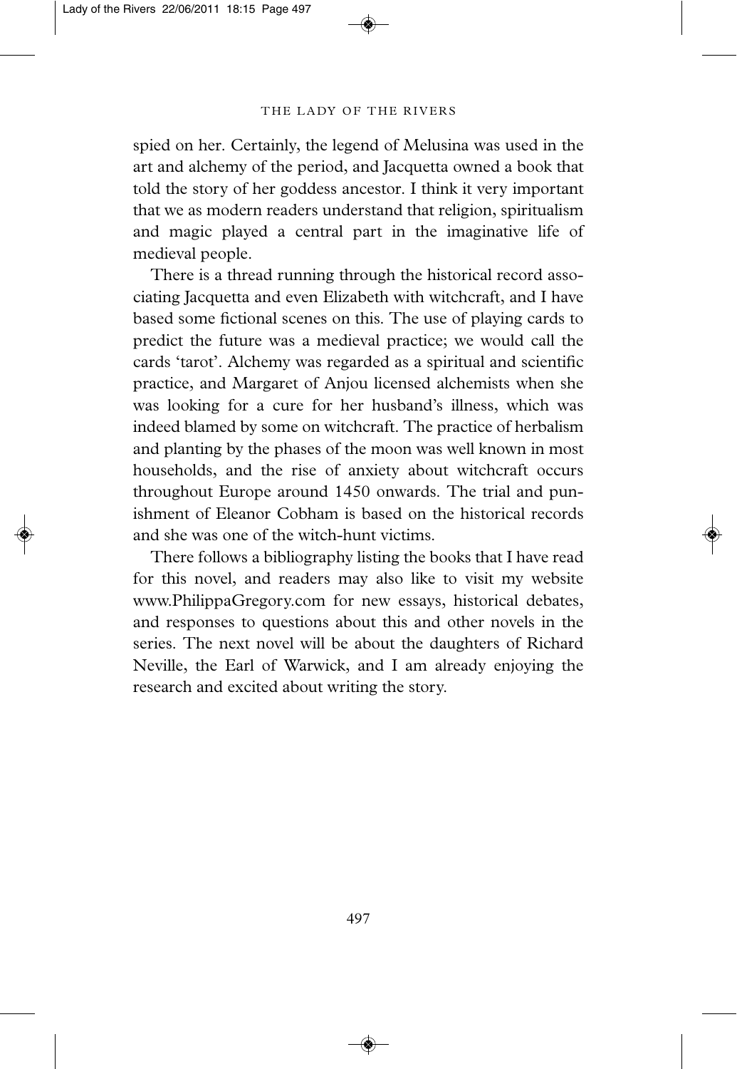spied on her. Certainly, the legend of Melusina was used in the art and alchemy of the period, and Jacquetta owned a book that told the story of her goddess ancestor. I think it very important that we as modern readers understand that religion, spiritualism and magic played a central part in the imaginative life of medieval people.

There is a thread running through the historical record associating Jacquetta and even Elizabeth with witchcraft, and I have based some fictional scenes on this. The use of playing cards to predict the future was a medieval practice; we would call the cards 'tarot'. Alchemy was regarded as a spiritual and scientific practice, and Margaret of Anjou licensed alchemists when she was looking for a cure for her husband's illness, which was indeed blamed by some on witchcraft. The practice of herbalism and planting by the phases of the moon was well known in most households, and the rise of anxiety about witchcraft occurs throughout Europe around 1450 onwards. The trial and punishment of Eleanor Cobham is based on the historical records and she was one of the witch-hunt victims.

There follows a bibliography listing the books that I have read for this novel, and readers may also like to visit my website www.PhilippaGregory.com for new essays, historical debates, and responses to questions about this and other novels in the series. The next novel will be about the daughters of Richard Neville, the Earl of Warwick, and I am already enjoying the research and excited about writing the story.